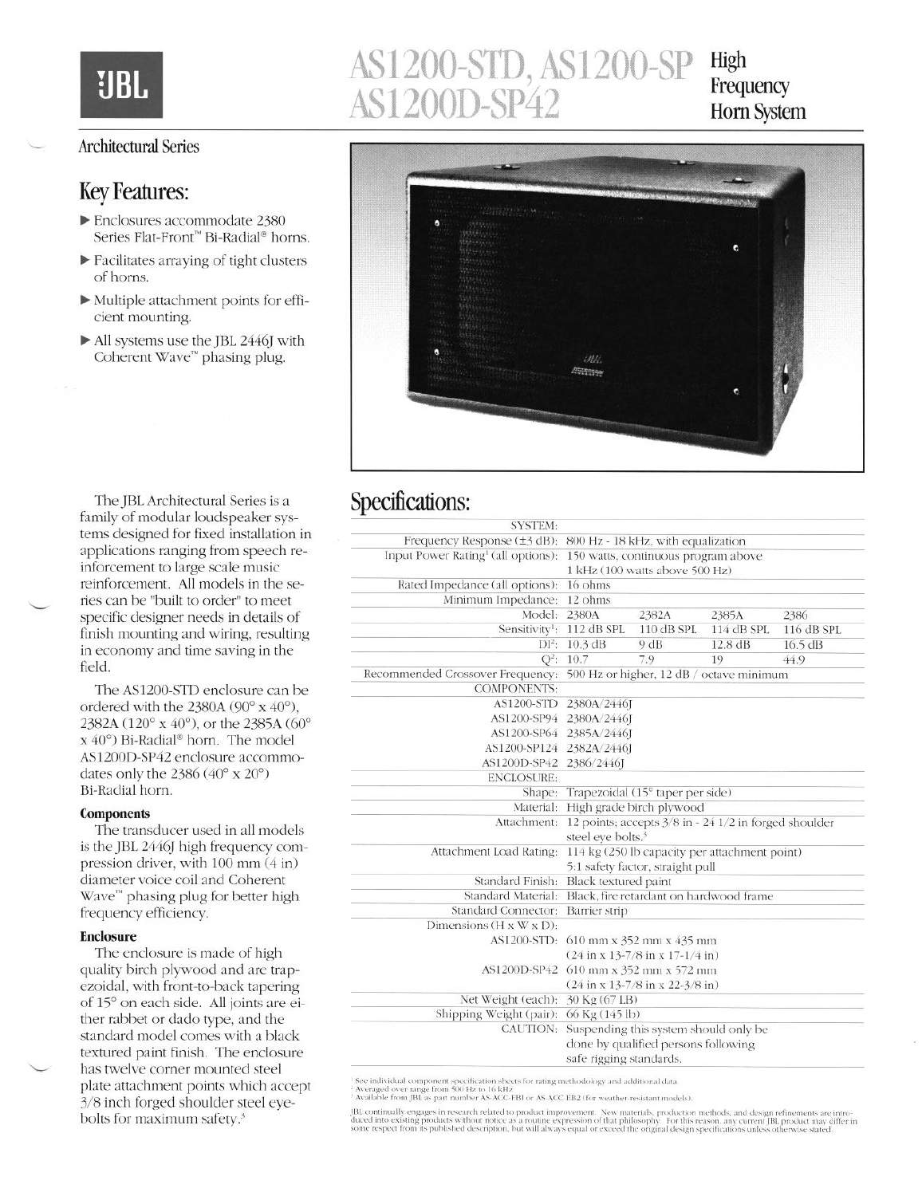# AS1200-STD, AS1200-SP AS1200D-SP42 High Frequency Horn System

Architectural Series

## Key Features:

- Enclosures accommodate 2380 Series Flat-Front™ Bi-Radial® horns.
- Facilitates arraying of tight clusters of horns.
- Multiple attachment points for efficient mounting.
- All systems use the JBL 2446J with Coherent Wave™ phasing plug.

The JBL Architectural Series is a family of modular loudspeaker systems designed for fixed installation in applications ranging from speech reinforcement to large scale music reinforcement. All models in the series can be "built to order" to meet specific designer needs in details of finish mounting and wiring, resulting in economy and time saving in the field.

The AS1200-STD enclosure can be ordered with the 2380A (90° x 40°), 2382A (120° x 40°), or the 2385A (60° x 40°) Bi-Radial® horn. The model AS1200D-SP42 enclosure accommodates only the 2386 (40° x 20°) Bi-Radial horn.

### Components

The transducer used in all models is the JBL 2446J high frequency compression driver, with 100 mm (4 in) diameter voice coil and Coherent Wave™ phasing plug for better high frequency efficiency.

### Enclosure

The enclosure is made of high quality birch plywood and are trapezoidal, with front-to-back tapering of 15° on each side. All joints are either rabbet or dado type, and the standard model comes with a black textured paint finish. The enclosure has twelve corner mounted steel plate attachment points which accept 3/8 inch forged shoulder steel eyebolts for maximum safety.[3]

## Specifications:

| | | | | |
|---|---|---|---|---|
| SYSTEM: | | | | |
| Frequency Response (±3 dB): | 800 Hz - 18 kHz, with equalization | | | |
| Input Power Rating[1] (all options): | 150 watts, continuous program above 1 kHz (100 watts above 500 Hz) | | | |
| Rated Impedance (all options): | 16 ohms | | | |
| Minimum Impedance: | 12 ohms | | | |
| Model: | 2380A | 2382A | 2385A | 2386 |
| Sensitivity[1]: | 112 dB SPL | 110 dB SPL | 114 dB SPL | 116 dB SPL |
| DI[2]: | 10.3 dB | 9 dB | 12.8 dB | 16.5 dB |
| Q[2]: | 10.7 | 7.9 | 19 | 44.9 |
| Recommended Crossover Frequency: | 500 Hz or higher, 12 dB / octave minimum | | | |
| COMPONENTS: | | | | |
| AS1200-STD | 2380A/2446J | | | |
| AS1200-SP94 | 2380A/2446J | | | |
| AS1200-SP64 | 2385A/2446J | | | |
| AS1200-SP124 | 2382A/2446J | | | |
| AS1200D-SP42 | 2386/2446J | | | |
| ENCLOSURE: | | | | |
| Shape: | Trapezoidal (15° taper per side) | | | |
| Material: | High grade birch plywood | | | |
| Attachment: | 12 points; accepts 3/8 in - 24 1/2 in forged shoulder steel eye bolts.[3] | | | |
| Attachment Load Rating: | 114 kg (250 lb capacity per attachment point) 5:1 safety factor, straight pull | | | |
| Standard Finish: | Black textured paint | | | |
| Standard Material: | Black, fire retardant on hardwood frame | | | |
| Standard Connector: | Barrier strip | | | |
| Dimensions (H x W x D): | | | | |
| AS1200-STD: | 610 mm x 352 mm x 435 mm (24 in x 13-7/8 in x 17-1/4 in) | | | |
| AS1200D-SP42 | 610 mm x 352 mm x 572 mm (24 in x 13-7/8 in x 22-3/8 in) | | | |
| Net Weight (each): | 30 Kg (67 LB) | | | |
| Shipping Weight (pair): | 66 Kg (145 lb) | | | |
| CAUTION: | Suspending this system should only be done by qualified persons following safe rigging standards. | | | |

[1] See individual component specification sheets for rating methodology and additional data.
[2] Averaged over range from 500 Hz to 16 kHz.
[3] Available from JBL as part number AS-ACC-FB1 or AS-ACC-EB2 (for weather-resistant models).

JBL continually engages in research related to product improvement. New materials, production methods, and design refinements are introduced into existing products without notice as a routine expression of that philosophy. For this reason, any current JBL product may differ in some respect from its published description, but will always equal or exceed the original design specifications unless otherwise stated.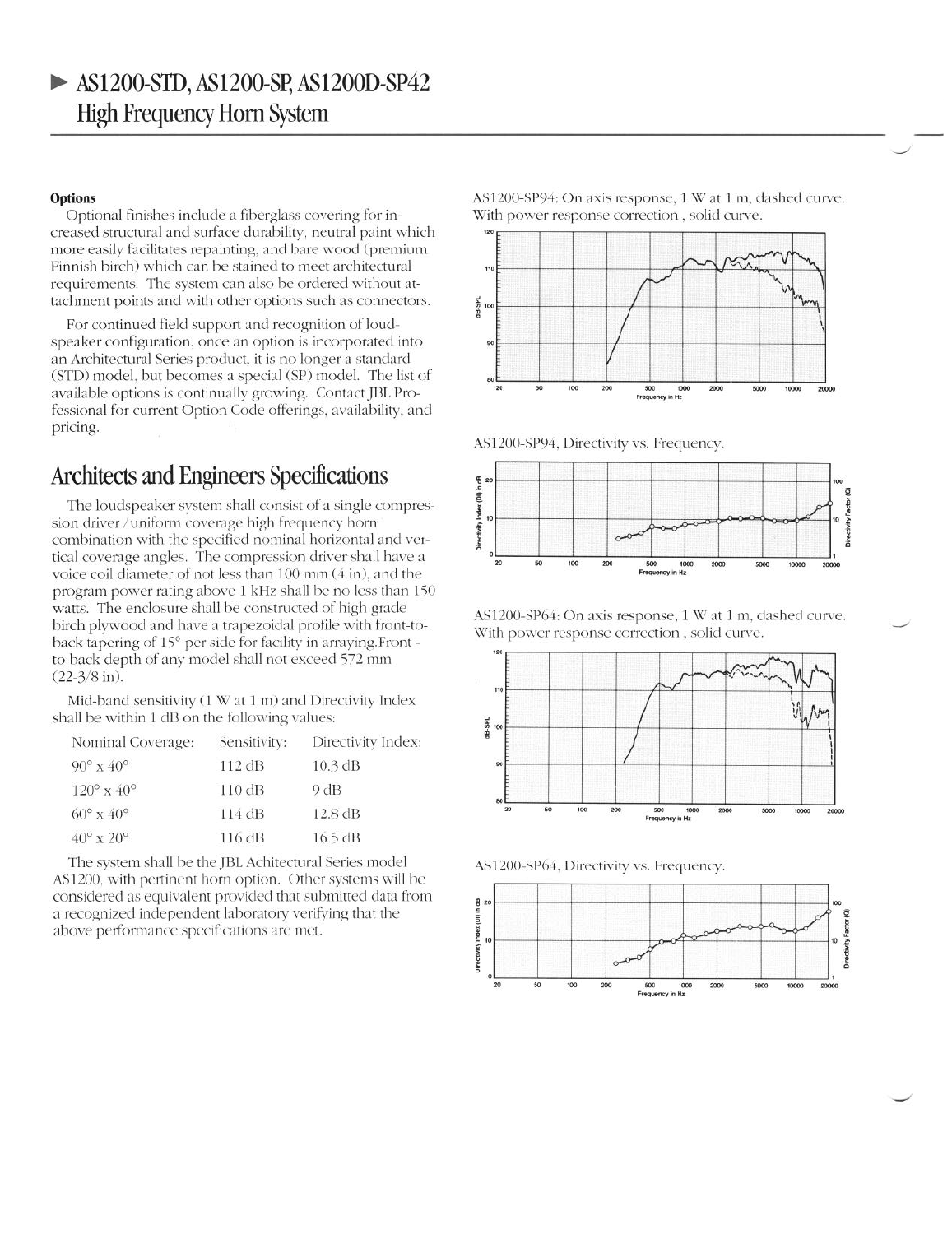# AS1200-STD, AS1200-SP, AS1200D-SP42 High Frequency Horn System

### Options

Optional finishes include a fiberglass covering for increased structural and surface durability, neutral paint which more easily facilitates repainting, and bare wood (premium Finnish birch) which can be stained to meet architectural requirements. The system can also be ordered without attachment points and with other options such as connectors.

For continued field support and recognition of loudspeaker configuration, once an option is incorporated into an Architectural Series product, it is no longer a standard (STD) model, but becomes a special (SP) model. The list of available options is continually growing. Contact JBL Professional for current Option Code offerings, availability, and pricing.

## Architects and Engineers Specifications

The loudspeaker system shall consist of a single compression driver / uniform coverage high frequency horn combination with the specified nominal horizontal and vertical coverage angles. The compression driver shall have a voice coil diameter of not less than 100 mm (4 in), and the program power rating above 1 kHz shall be no less than 150 watts. The enclosure shall be constructed of high grade birch plywood and have a trapezoidal profile with front-to-back tapering of 15° per side for facility in arraying. Front-to-back depth of any model shall not exceed 572 mm (22-3/8 in).

Mid-band sensitivity (1 W at 1 m) and Directivity Index shall be within 1 dB on the following values:

| Nominal Coverage: | Sensitivity: | Directivity Index: |
|---|---|---|
| 90° x 40° | 112 dB | 10.3 dB |
| 120° x 40° | 110 dB | 9 dB |
| 60° x 40° | 114 dB | 12.8 dB |
| 40° x 20° | 116 dB | 16.5 dB |

The system shall be the JBL Achitectural Series model AS1200, with pertinent horn option. Other systems will be considered as equivalent provided that submitted data from a recognized independent laboratory verifying that the above performance specifications are met.

AS1200-SP94: On axis response, 1 W at 1 m, dashed curve. With power response correction, solid curve.

AS1200-SP94, Directivity vs. Frequency.

AS1200-SP64: On axis response, 1 W at 1 m, dashed curve. With power response correction, solid curve.

AS1200-SP64, Directivity vs. Frequency.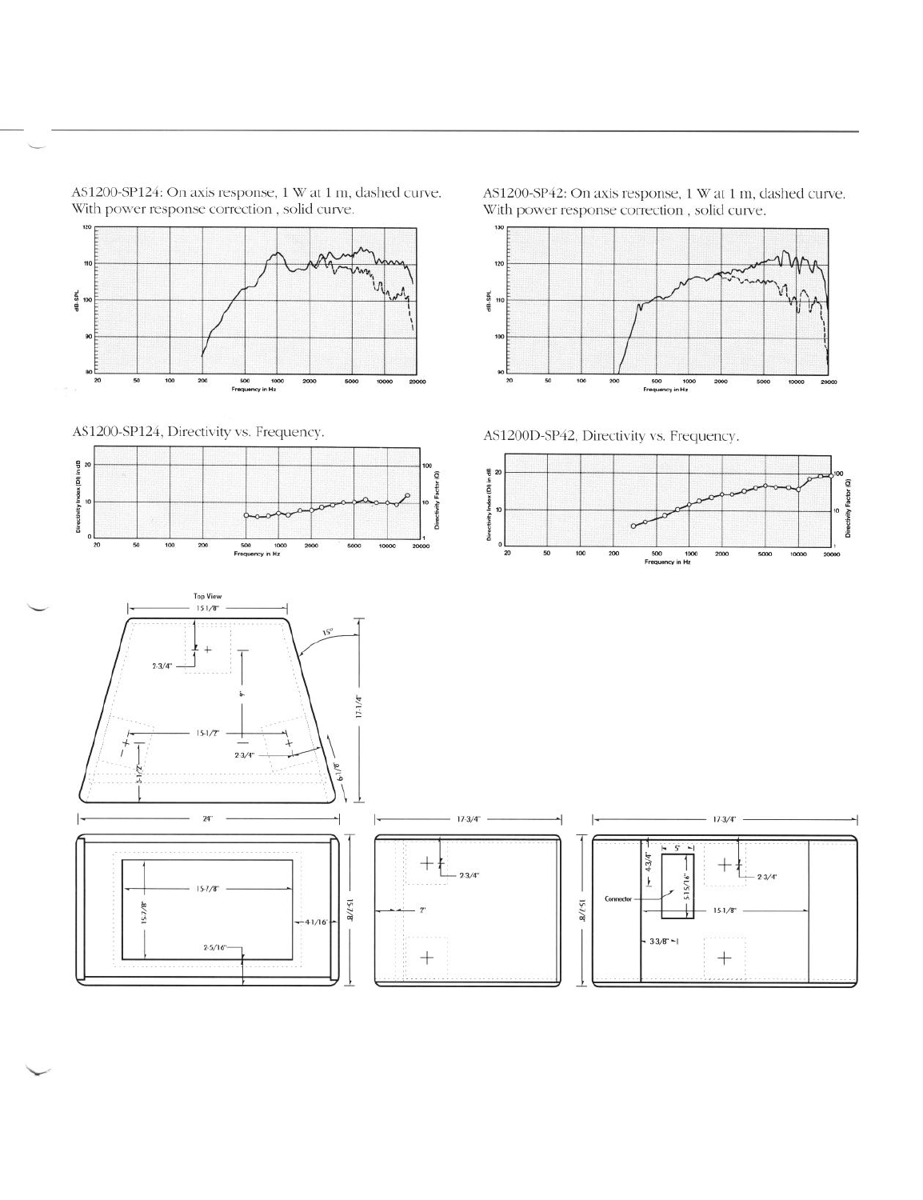AS1200-SP124: On axis response, 1 W at 1 m, dashed curve. With power response correction, solid curve.

120
110
100
90
80
dB SPL
20 50 100 200 500 1000 2000 5000 10000 20000
Frequency in Hz

AS1200-SP42: On axis response, 1 W at 1 m, dashed curve. With power response correction, solid curve.

130
120
110
100
90
dB SPL
20 50 100 200 500 1000 2000 5000 10000 20000
Frequency in Hz

AS1200-SP124, Directivity vs. Frequency.

Directivity Index (DI) in dB
20
10
0
Directivity Factor (Q)
100
10
1
20 50 100 200 500 1000 2000 5000 10000 20000
Frequency in Hz

AS1200D-SP42, Directivity vs. Frequency.

Directivity Index (DI) in dB
20
10
0
Directivity Factor (Q)
100
10
1
20 50 100 200 500 1000 2000 5000 10000 20000
Frequency in Hz

Top View
15-1/8"
15°
2-3/4"
9"
15-1/2"
2-3/4"
3-1/2"
6-1/8"
17-1/4"
24"

17-3/4"
15-7/8"
15-7/8"
4-1/16"
2-5/16"
15-7/8"

17-3/4"
2-3/4"
7"
15-7/8"

17-3/4"
4-3/4"
5"
5-15/16"
2-3/4"
Connector
15-1/8"
3-3/8"